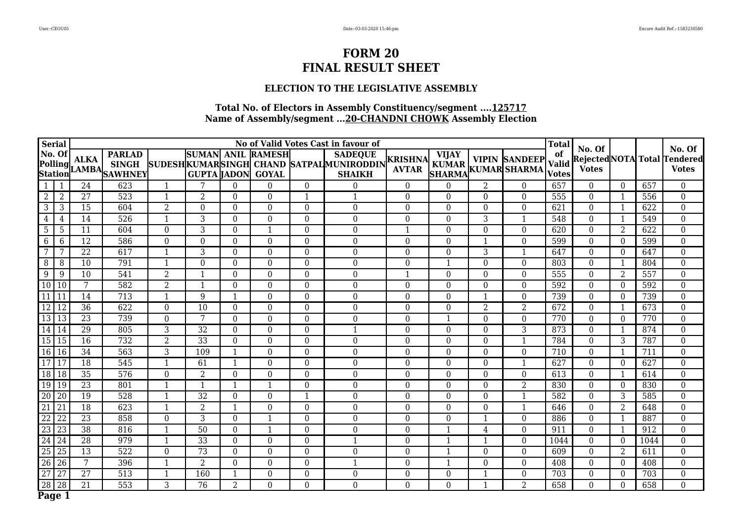# FORM 20
# FINAL RESULT SHEET

### ELECTION TO THE LEGISLATIVE ASSEMBLY

**Total No. of Electors in Assembly Constituency/segment ....125717**
**Name of Assembly/segment ...20-CHANDNI CHOWK Assembly Election**

| Serial No. Of Polling Station | | No of Valid Votes Cast in favour of | | | | | | | | | | | | Total of Valid Votes | No. Of Rejected Votes | NOTA | Total | No. Of Tendered Votes |
|---|---|---|---|---|---|---|---|---|---|---|---|---|---|---|---|---|---|---|
| | | ALKA LAMBA | PARLAD SINGH SAWHNEY | SUDESH KUMAR | SUMAN KUMAR GUPTA | ANIL SINGH JADON | RAMESH CHAND GOYAL | SATPAL | SADEQUE MUNIRODDIN SHAIKH | KRISHNA AVTAR | VIJAY KUMAR SHARMA | VIPIN KUMAR | SANDEEP SHARMA | | | | | |
| 1 | 1 | 24 | 623 | 1 | 7 | 0 | 0 | 0 | 0 | 0 | 0 | 2 | 0 | 657 | 0 | 0 | 657 | 0 |
| 2 | 2 | 27 | 523 | 1 | 2 | 0 | 0 | 1 | 1 | 0 | 0 | 0 | 0 | 555 | 0 | 1 | 556 | 0 |
| 3 | 3 | 15 | 604 | 2 | 0 | 0 | 0 | 0 | 0 | 0 | 0 | 0 | 0 | 621 | 0 | 1 | 622 | 0 |
| 4 | 4 | 14 | 526 | 1 | 3 | 0 | 0 | 0 | 0 | 0 | 0 | 3 | 1 | 548 | 0 | 1 | 549 | 0 |
| 5 | 5 | 11 | 604 | 0 | 3 | 0 | 1 | 0 | 0 | 1 | 0 | 0 | 0 | 620 | 0 | 2 | 622 | 0 |
| 6 | 6 | 12 | 586 | 0 | 0 | 0 | 0 | 0 | 0 | 0 | 0 | 1 | 0 | 599 | 0 | 0 | 599 | 0 |
| 7 | 7 | 22 | 617 | 1 | 3 | 0 | 0 | 0 | 0 | 0 | 0 | 3 | 1 | 647 | 0 | 0 | 647 | 0 |
| 8 | 8 | 10 | 791 | 1 | 0 | 0 | 0 | 0 | 0 | 0 | 1 | 0 | 0 | 803 | 0 | 1 | 804 | 0 |
| 9 | 9 | 10 | 541 | 2 | 1 | 0 | 0 | 0 | 0 | 1 | 0 | 0 | 0 | 555 | 0 | 2 | 557 | 0 |
| 10 | 10 | 7 | 582 | 2 | 1 | 0 | 0 | 0 | 0 | 0 | 0 | 0 | 0 | 592 | 0 | 0 | 592 | 0 |
| 11 | 11 | 14 | 713 | 1 | 9 | 1 | 0 | 0 | 0 | 0 | 0 | 1 | 0 | 739 | 0 | 0 | 739 | 0 |
| 12 | 12 | 36 | 622 | 0 | 10 | 0 | 0 | 0 | 0 | 0 | 0 | 2 | 2 | 672 | 0 | 1 | 673 | 0 |
| 13 | 13 | 23 | 739 | 0 | 7 | 0 | 0 | 0 | 0 | 0 | 1 | 0 | 0 | 770 | 0 | 0 | 770 | 0 |
| 14 | 14 | 29 | 805 | 3 | 32 | 0 | 0 | 0 | 1 | 0 | 0 | 0 | 3 | 873 | 0 | 1 | 874 | 0 |
| 15 | 15 | 16 | 732 | 2 | 33 | 0 | 0 | 0 | 0 | 0 | 0 | 0 | 1 | 784 | 0 | 3 | 787 | 0 |
| 16 | 16 | 34 | 563 | 3 | 109 | 1 | 0 | 0 | 0 | 0 | 0 | 0 | 0 | 710 | 0 | 1 | 711 | 0 |
| 17 | 17 | 18 | 545 | 1 | 61 | 1 | 0 | 0 | 0 | 0 | 0 | 0 | 1 | 627 | 0 | 0 | 627 | 0 |
| 18 | 18 | 35 | 576 | 0 | 2 | 0 | 0 | 0 | 0 | 0 | 0 | 0 | 0 | 613 | 0 | 1 | 614 | 0 |
| 19 | 19 | 23 | 801 | 1 | 1 | 1 | 1 | 0 | 0 | 0 | 0 | 0 | 2 | 830 | 0 | 0 | 830 | 0 |
| 20 | 20 | 19 | 528 | 1 | 32 | 0 | 0 | 1 | 0 | 0 | 0 | 0 | 1 | 582 | 0 | 3 | 585 | 0 |
| 21 | 21 | 18 | 623 | 1 | 2 | 1 | 0 | 0 | 0 | 0 | 0 | 0 | 1 | 646 | 0 | 2 | 648 | 0 |
| 22 | 22 | 23 | 858 | 0 | 3 | 0 | 1 | 0 | 0 | 0 | 0 | 1 | 0 | 886 | 0 | 1 | 887 | 0 |
| 23 | 23 | 38 | 816 | 1 | 50 | 0 | 1 | 0 | 0 | 0 | 1 | 4 | 0 | 911 | 0 | 1 | 912 | 0 |
| 24 | 24 | 28 | 979 | 1 | 33 | 0 | 0 | 0 | 1 | 0 | 1 | 1 | 0 | 1044 | 0 | 0 | 1044 | 0 |
| 25 | 25 | 13 | 522 | 0 | 73 | 0 | 0 | 0 | 0 | 0 | 1 | 0 | 0 | 609 | 0 | 2 | 611 | 0 |
| 26 | 26 | 7 | 396 | 1 | 2 | 0 | 0 | 0 | 1 | 0 | 1 | 0 | 0 | 408 | 0 | 0 | 408 | 0 |
| 27 | 27 | 27 | 513 | 1 | 160 | 1 | 0 | 0 | 0 | 0 | 0 | 1 | 0 | 703 | 0 | 0 | 703 | 0 |
| 28 | 28 | 21 | 553 | 3 | 76 | 2 | 0 | 0 | 0 | 0 | 0 | 1 | 2 | 658 | 0 | 0 | 658 | 0 |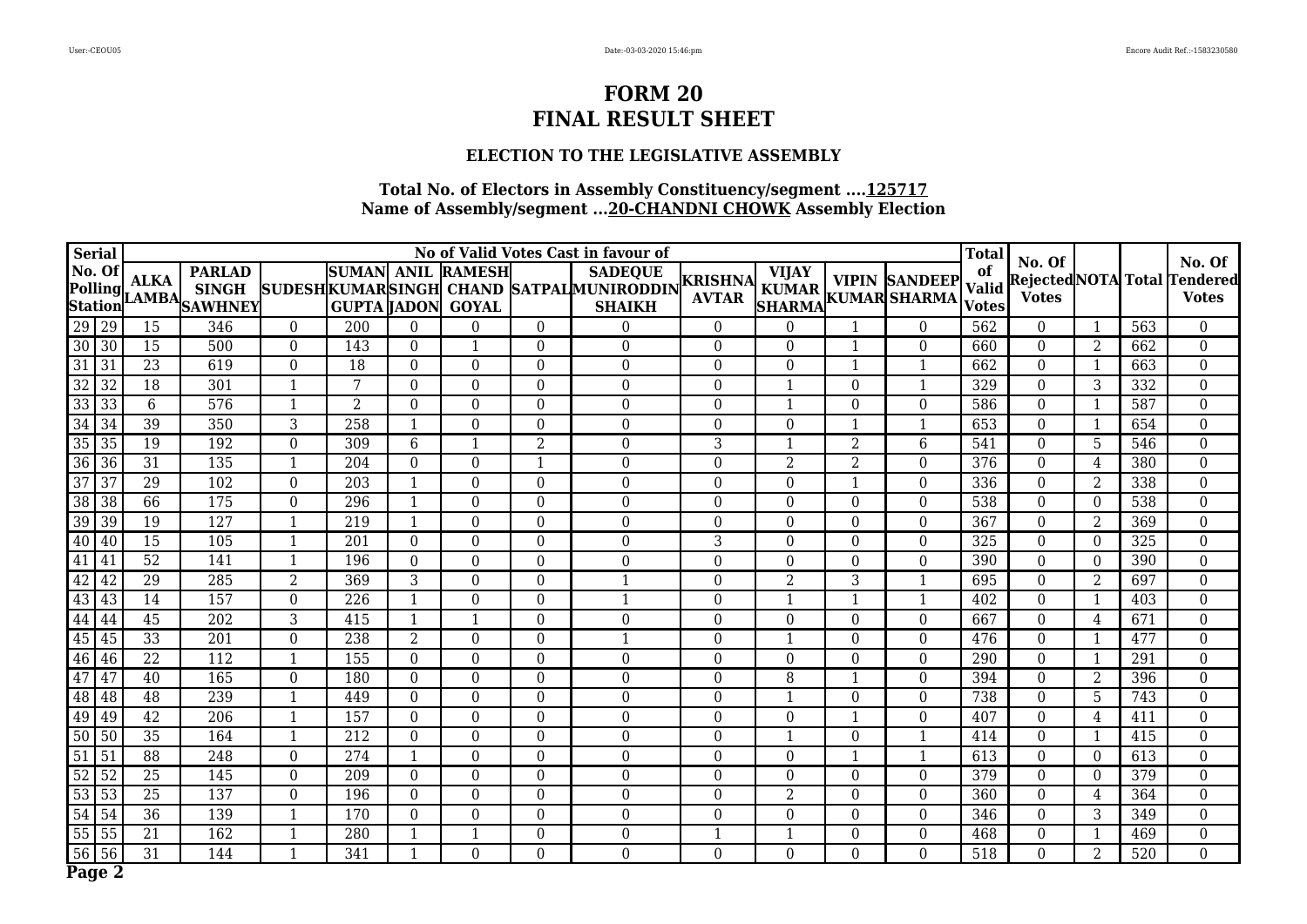# FORM 20
# FINAL RESULT SHEET

### ELECTION TO THE LEGISLATIVE ASSEMBLY

**Total No. of Electors in Assembly Constituency/segment ....125717**
**Name of Assembly/segment ...20-CHANDNI CHOWK Assembly Election**

| Serial No. Of Polling Station | | No of Valid Votes Cast in favour of | | | | | | | | | | | | Total of Valid Votes | No. Of Rejected Votes | NOTA | Total | No. Of Tendered Votes |
|---|---|---|---|---|---|---|---|---|---|---|---|---|---|---|---|---|---|---|
| | | ALKA LAMBA | PARLAD SINGH SAWHNEY | SUDESH | SUMAN KUMAR GUPTA | ANIL SINGH JADON | RAMESH CHAND GOYAL | SATPAL | SADEQUE MUNIRODDIN SHAIKH | KRISHNA AVTAR | VIJAY KUMAR SHARMA | VIPIN KUMAR | SANDEEP SHARMA | | | | | |
| 29 | 29 | 15 | 346 | 0 | 200 | 0 | 0 | 0 | 0 | 0 | 0 | 1 | 0 | 562 | 0 | 1 | 563 | 0 |
| 30 | 30 | 15 | 500 | 0 | 143 | 0 | 1 | 0 | 0 | 0 | 0 | 1 | 0 | 660 | 0 | 2 | 662 | 0 |
| 31 | 31 | 23 | 619 | 0 | 18 | 0 | 0 | 0 | 0 | 0 | 0 | 1 | 1 | 662 | 0 | 1 | 663 | 0 |
| 32 | 32 | 18 | 301 | 1 | 7 | 0 | 0 | 0 | 0 | 0 | 1 | 0 | 1 | 329 | 0 | 3 | 332 | 0 |
| 33 | 33 | 6 | 576 | 1 | 2 | 0 | 0 | 0 | 0 | 0 | 1 | 0 | 0 | 586 | 0 | 1 | 587 | 0 |
| 34 | 34 | 39 | 350 | 3 | 258 | 1 | 0 | 0 | 0 | 0 | 0 | 1 | 1 | 653 | 0 | 1 | 654 | 0 |
| 35 | 35 | 19 | 192 | 0 | 309 | 6 | 1 | 2 | 0 | 3 | 1 | 2 | 6 | 541 | 0 | 5 | 546 | 0 |
| 36 | 36 | 31 | 135 | 1 | 204 | 0 | 0 | 1 | 0 | 0 | 2 | 2 | 0 | 376 | 0 | 4 | 380 | 0 |
| 37 | 37 | 29 | 102 | 0 | 203 | 1 | 0 | 0 | 0 | 0 | 0 | 1 | 0 | 336 | 0 | 2 | 338 | 0 |
| 38 | 38 | 66 | 175 | 0 | 296 | 1 | 0 | 0 | 0 | 0 | 0 | 0 | 0 | 538 | 0 | 0 | 538 | 0 |
| 39 | 39 | 19 | 127 | 1 | 219 | 1 | 0 | 0 | 0 | 0 | 0 | 0 | 0 | 367 | 0 | 2 | 369 | 0 |
| 40 | 40 | 15 | 105 | 1 | 201 | 0 | 0 | 0 | 0 | 3 | 0 | 0 | 0 | 325 | 0 | 0 | 325 | 0 |
| 41 | 41 | 52 | 141 | 1 | 196 | 0 | 0 | 0 | 0 | 0 | 0 | 0 | 0 | 390 | 0 | 0 | 390 | 0 |
| 42 | 42 | 29 | 285 | 2 | 369 | 3 | 0 | 0 | 1 | 0 | 2 | 3 | 1 | 695 | 0 | 2 | 697 | 0 |
| 43 | 43 | 14 | 157 | 0 | 226 | 1 | 0 | 0 | 1 | 0 | 1 | 1 | 1 | 402 | 0 | 1 | 403 | 0 |
| 44 | 44 | 45 | 202 | 3 | 415 | 1 | 1 | 0 | 0 | 0 | 0 | 0 | 0 | 667 | 0 | 4 | 671 | 0 |
| 45 | 45 | 33 | 201 | 0 | 238 | 2 | 0 | 0 | 1 | 0 | 1 | 0 | 0 | 476 | 0 | 1 | 477 | 0 |
| 46 | 46 | 22 | 112 | 1 | 155 | 0 | 0 | 0 | 0 | 0 | 0 | 0 | 0 | 290 | 0 | 1 | 291 | 0 |
| 47 | 47 | 40 | 165 | 0 | 180 | 0 | 0 | 0 | 0 | 0 | 8 | 1 | 0 | 394 | 0 | 2 | 396 | 0 |
| 48 | 48 | 48 | 239 | 1 | 449 | 0 | 0 | 0 | 0 | 0 | 1 | 0 | 0 | 738 | 0 | 5 | 743 | 0 |
| 49 | 49 | 42 | 206 | 1 | 157 | 0 | 0 | 0 | 0 | 0 | 0 | 1 | 0 | 407 | 0 | 4 | 411 | 0 |
| 50 | 50 | 35 | 164 | 1 | 212 | 0 | 0 | 0 | 0 | 0 | 1 | 0 | 1 | 414 | 0 | 1 | 415 | 0 |
| 51 | 51 | 88 | 248 | 0 | 274 | 1 | 0 | 0 | 0 | 0 | 0 | 1 | 1 | 613 | 0 | 0 | 613 | 0 |
| 52 | 52 | 25 | 145 | 0 | 209 | 0 | 0 | 0 | 0 | 0 | 0 | 0 | 0 | 379 | 0 | 0 | 379 | 0 |
| 53 | 53 | 25 | 137 | 0 | 196 | 0 | 0 | 0 | 0 | 0 | 2 | 0 | 0 | 360 | 0 | 4 | 364 | 0 |
| 54 | 54 | 36 | 139 | 1 | 170 | 0 | 0 | 0 | 0 | 0 | 0 | 0 | 0 | 346 | 0 | 3 | 349 | 0 |
| 55 | 55 | 21 | 162 | 1 | 280 | 1 | 1 | 0 | 0 | 1 | 1 | 0 | 0 | 468 | 0 | 1 | 469 | 0 |
| 56 | 56 | 31 | 144 | 1 | 341 | 1 | 0 | 0 | 0 | 0 | 0 | 0 | 0 | 518 | 0 | 2 | 520 | 0 |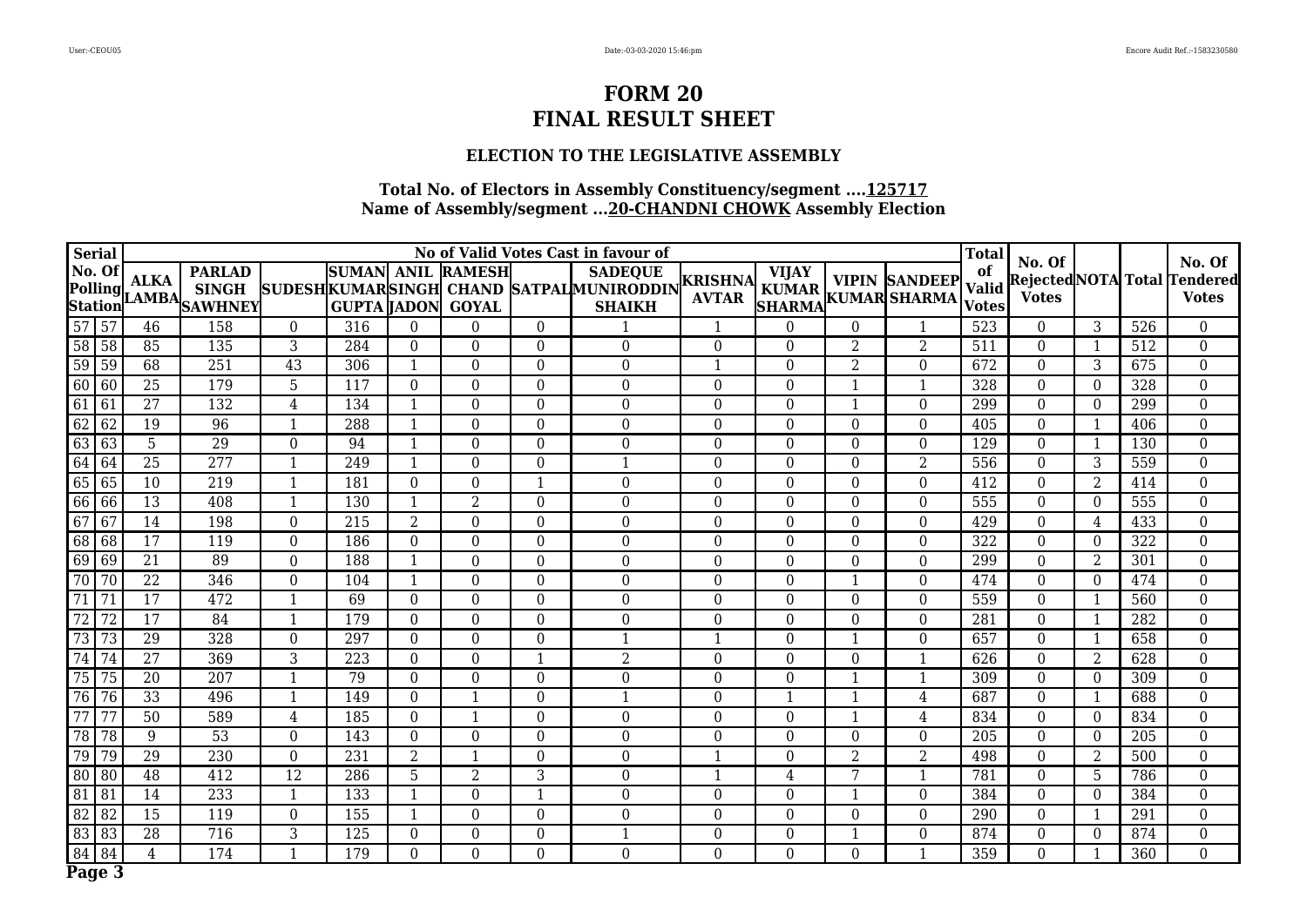# FORM 20
# FINAL RESULT SHEET

### ELECTION TO THE LEGISLATIVE ASSEMBLY

**Total No. of Electors in Assembly Constituency/segment ....125717**
**Name of Assembly/segment ...20-CHANDNI CHOWK Assembly Election**

| Serial No. Of Polling Station | | No of Valid Votes Cast in favour of | | | | | | | | | | | | Total of Valid Votes | No. Of Rejected Votes | NOTA | Total | No. Of Tendered Votes |
|---|---|---|---|---|---|---|---|---|---|---|---|---|---|---|---|---|---|---|
| | | ALKA LAMBA | PARLAD SINGH SAWHNEY | SUDESH | SUMAN KUMAR GUPTA | ANIL SINGH JADON | RAMESH CHAND GOYAL | SATPAL | SADEQUE MUNIRODDIN SHAIKH | KRISHNA AVTAR | VIJAY KUMAR SHARMA | VIPIN KUMAR | SANDEEP SHARMA | | | | | |
| 57 | 57 | 46 | 158 | 0 | 316 | 0 | 0 | 0 | 1 | 1 | 0 | 0 | 1 | 523 | 0 | 3 | 526 | 0 |
| 58 | 58 | 85 | 135 | 3 | 284 | 0 | 0 | 0 | 0 | 0 | 0 | 2 | 2 | 511 | 0 | 1 | 512 | 0 |
| 59 | 59 | 68 | 251 | 43 | 306 | 1 | 0 | 0 | 0 | 1 | 0 | 2 | 0 | 672 | 0 | 3 | 675 | 0 |
| 60 | 60 | 25 | 179 | 5 | 117 | 0 | 0 | 0 | 0 | 0 | 0 | 1 | 1 | 328 | 0 | 0 | 328 | 0 |
| 61 | 61 | 27 | 132 | 4 | 134 | 1 | 0 | 0 | 0 | 0 | 0 | 1 | 0 | 299 | 0 | 0 | 299 | 0 |
| 62 | 62 | 19 | 96 | 1 | 288 | 1 | 0 | 0 | 0 | 0 | 0 | 0 | 0 | 405 | 0 | 1 | 406 | 0 |
| 63 | 63 | 5 | 29 | 0 | 94 | 1 | 0 | 0 | 0 | 0 | 0 | 0 | 0 | 129 | 0 | 1 | 130 | 0 |
| 64 | 64 | 25 | 277 | 1 | 249 | 1 | 0 | 0 | 1 | 0 | 0 | 0 | 2 | 556 | 0 | 3 | 559 | 0 |
| 65 | 65 | 10 | 219 | 1 | 181 | 0 | 0 | 1 | 0 | 0 | 0 | 0 | 0 | 412 | 0 | 2 | 414 | 0 |
| 66 | 66 | 13 | 408 | 1 | 130 | 1 | 2 | 0 | 0 | 0 | 0 | 0 | 0 | 555 | 0 | 0 | 555 | 0 |
| 67 | 67 | 14 | 198 | 0 | 215 | 2 | 0 | 0 | 0 | 0 | 0 | 0 | 0 | 429 | 0 | 4 | 433 | 0 |
| 68 | 68 | 17 | 119 | 0 | 186 | 0 | 0 | 0 | 0 | 0 | 0 | 0 | 0 | 322 | 0 | 0 | 322 | 0 |
| 69 | 69 | 21 | 89 | 0 | 188 | 1 | 0 | 0 | 0 | 0 | 0 | 0 | 0 | 299 | 0 | 2 | 301 | 0 |
| 70 | 70 | 22 | 346 | 0 | 104 | 1 | 0 | 0 | 0 | 0 | 0 | 1 | 0 | 474 | 0 | 0 | 474 | 0 |
| 71 | 71 | 17 | 472 | 1 | 69 | 0 | 0 | 0 | 0 | 0 | 0 | 0 | 0 | 559 | 0 | 1 | 560 | 0 |
| 72 | 72 | 17 | 84 | 1 | 179 | 0 | 0 | 0 | 0 | 0 | 0 | 0 | 0 | 281 | 0 | 1 | 282 | 0 |
| 73 | 73 | 29 | 328 | 0 | 297 | 0 | 0 | 0 | 1 | 1 | 0 | 1 | 0 | 657 | 0 | 1 | 658 | 0 |
| 74 | 74 | 27 | 369 | 3 | 223 | 0 | 0 | 1 | 2 | 0 | 0 | 0 | 1 | 626 | 0 | 2 | 628 | 0 |
| 75 | 75 | 20 | 207 | 1 | 79 | 0 | 0 | 0 | 0 | 0 | 0 | 1 | 1 | 309 | 0 | 0 | 309 | 0 |
| 76 | 76 | 33 | 496 | 1 | 149 | 0 | 1 | 0 | 1 | 0 | 1 | 1 | 4 | 687 | 0 | 1 | 688 | 0 |
| 77 | 77 | 50 | 589 | 4 | 185 | 0 | 1 | 0 | 0 | 0 | 0 | 1 | 4 | 834 | 0 | 0 | 834 | 0 |
| 78 | 78 | 9 | 53 | 0 | 143 | 0 | 0 | 0 | 0 | 0 | 0 | 0 | 0 | 205 | 0 | 0 | 205 | 0 |
| 79 | 79 | 29 | 230 | 0 | 231 | 2 | 1 | 0 | 0 | 1 | 0 | 2 | 2 | 498 | 0 | 2 | 500 | 0 |
| 80 | 80 | 48 | 412 | 12 | 286 | 5 | 2 | 3 | 0 | 1 | 4 | 7 | 1 | 781 | 0 | 5 | 786 | 0 |
| 81 | 81 | 14 | 233 | 1 | 133 | 1 | 0 | 1 | 0 | 0 | 0 | 1 | 0 | 384 | 0 | 0 | 384 | 0 |
| 82 | 82 | 15 | 119 | 0 | 155 | 1 | 0 | 0 | 0 | 0 | 0 | 0 | 0 | 290 | 0 | 1 | 291 | 0 |
| 83 | 83 | 28 | 716 | 3 | 125 | 0 | 0 | 0 | 1 | 0 | 0 | 1 | 0 | 874 | 0 | 0 | 874 | 0 |
| 84 | 84 | 4 | 174 | 1 | 179 | 0 | 0 | 0 | 0 | 0 | 0 | 0 | 1 | 359 | 0 | 1 | 360 | 0 |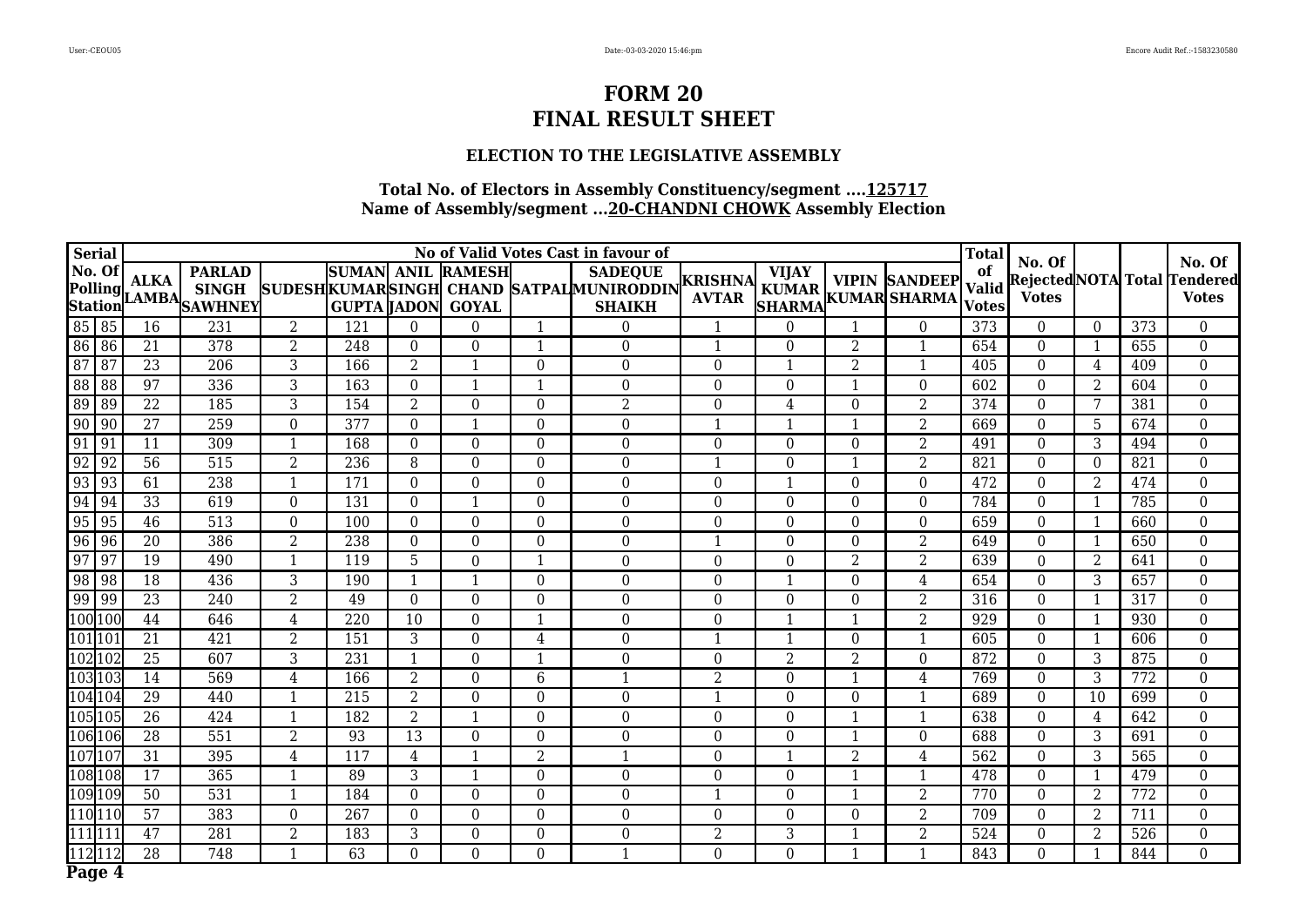# FORM 20
# FINAL RESULT SHEET

### ELECTION TO THE LEGISLATIVE ASSEMBLY

**Total No. of Electors in Assembly Constituency/segment ....125717**
**Name of Assembly/segment ...20-CHANDNI CHOWK Assembly Election**

| Serial No. Of Polling Station | | No of Valid Votes Cast in favour of | | | | | | | | | | | | Total of Valid Votes | No. Of Rejected Votes | NOTA | Total | No. Of Tendered Votes |
|---|---|---|---|---|---|---|---|---|---|---|---|---|---|---|---|---|---|---|
| | | ALKA LAMBA | PARLAD SINGH SAWHNEY | SUDESH KUMAR | SUMAN KUMAR GUPTA | ANIL SINGH JADON | RAMESH CHAND GOYAL | SATPAL | SADEQUE MUNIRODDIN SHAIKH | KRISHNA AVTAR | VIJAY KUMAR SHARMA | VIPIN KUMAR | SANDEEP SHARMA | | | | | |
| 85 | 85 | 16 | 231 | 2 | 121 | 0 | 0 | 1 | 0 | 1 | 0 | 1 | 0 | 373 | 0 | 0 | 373 | 0 |
| 86 | 86 | 21 | 378 | 2 | 248 | 0 | 0 | 1 | 0 | 1 | 0 | 2 | 1 | 654 | 0 | 1 | 655 | 0 |
| 87 | 87 | 23 | 206 | 3 | 166 | 2 | 1 | 0 | 0 | 0 | 1 | 2 | 1 | 405 | 0 | 4 | 409 | 0 |
| 88 | 88 | 97 | 336 | 3 | 163 | 0 | 1 | 1 | 0 | 0 | 0 | 1 | 0 | 602 | 0 | 2 | 604 | 0 |
| 89 | 89 | 22 | 185 | 3 | 154 | 2 | 0 | 0 | 2 | 0 | 4 | 0 | 2 | 374 | 0 | 7 | 381 | 0 |
| 90 | 90 | 27 | 259 | 0 | 377 | 0 | 1 | 0 | 0 | 1 | 1 | 1 | 2 | 669 | 0 | 5 | 674 | 0 |
| 91 | 91 | 11 | 309 | 1 | 168 | 0 | 0 | 0 | 0 | 0 | 0 | 0 | 2 | 491 | 0 | 3 | 494 | 0 |
| 92 | 92 | 56 | 515 | 2 | 236 | 8 | 0 | 0 | 0 | 1 | 0 | 1 | 2 | 821 | 0 | 0 | 821 | 0 |
| 93 | 93 | 61 | 238 | 1 | 171 | 0 | 0 | 0 | 0 | 0 | 1 | 0 | 0 | 472 | 0 | 2 | 474 | 0 |
| 94 | 94 | 33 | 619 | 0 | 131 | 0 | 1 | 0 | 0 | 0 | 0 | 0 | 0 | 784 | 0 | 1 | 785 | 0 |
| 95 | 95 | 46 | 513 | 0 | 100 | 0 | 0 | 0 | 0 | 0 | 0 | 0 | 0 | 659 | 0 | 1 | 660 | 0 |
| 96 | 96 | 20 | 386 | 2 | 238 | 0 | 0 | 0 | 0 | 1 | 0 | 0 | 2 | 649 | 0 | 1 | 650 | 0 |
| 97 | 97 | 19 | 490 | 1 | 119 | 5 | 0 | 1 | 0 | 0 | 0 | 2 | 2 | 639 | 0 | 2 | 641 | 0 |
| 98 | 98 | 18 | 436 | 3 | 190 | 1 | 1 | 0 | 0 | 0 | 1 | 0 | 4 | 654 | 0 | 3 | 657 | 0 |
| 99 | 99 | 23 | 240 | 2 | 49 | 0 | 0 | 0 | 0 | 0 | 0 | 0 | 2 | 316 | 0 | 1 | 317 | 0 |
| 100 | 100 | 44 | 646 | 4 | 220 | 10 | 0 | 1 | 0 | 0 | 1 | 1 | 2 | 929 | 0 | 1 | 930 | 0 |
| 101 | 101 | 21 | 421 | 2 | 151 | 3 | 0 | 4 | 0 | 1 | 1 | 0 | 1 | 605 | 0 | 1 | 606 | 0 |
| 102 | 102 | 25 | 607 | 3 | 231 | 1 | 0 | 1 | 0 | 0 | 2 | 2 | 0 | 872 | 0 | 3 | 875 | 0 |
| 103 | 103 | 14 | 569 | 4 | 166 | 2 | 0 | 6 | 1 | 2 | 0 | 1 | 4 | 769 | 0 | 3 | 772 | 0 |
| 104 | 104 | 29 | 440 | 1 | 215 | 2 | 0 | 0 | 0 | 1 | 0 | 0 | 1 | 689 | 0 | 10 | 699 | 0 |
| 105 | 105 | 26 | 424 | 1 | 182 | 2 | 1 | 0 | 0 | 0 | 0 | 1 | 1 | 638 | 0 | 4 | 642 | 0 |
| 106 | 106 | 28 | 551 | 2 | 93 | 13 | 0 | 0 | 0 | 0 | 0 | 1 | 0 | 688 | 0 | 3 | 691 | 0 |
| 107 | 107 | 31 | 395 | 4 | 117 | 4 | 1 | 2 | 1 | 0 | 1 | 2 | 4 | 562 | 0 | 3 | 565 | 0 |
| 108 | 108 | 17 | 365 | 1 | 89 | 3 | 1 | 0 | 0 | 0 | 0 | 1 | 1 | 478 | 0 | 1 | 479 | 0 |
| 109 | 109 | 50 | 531 | 1 | 184 | 0 | 0 | 0 | 0 | 1 | 0 | 1 | 2 | 770 | 0 | 2 | 772 | 0 |
| 110 | 110 | 57 | 383 | 0 | 267 | 0 | 0 | 0 | 0 | 0 | 0 | 0 | 2 | 709 | 0 | 2 | 711 | 0 |
| 111 | 111 | 47 | 281 | 2 | 183 | 3 | 0 | 0 | 0 | 2 | 3 | 1 | 2 | 524 | 0 | 2 | 526 | 0 |
| 112 | 112 | 28 | 748 | 1 | 63 | 0 | 0 | 0 | 1 | 0 | 0 | 1 | 1 | 843 | 0 | 1 | 844 | 0 |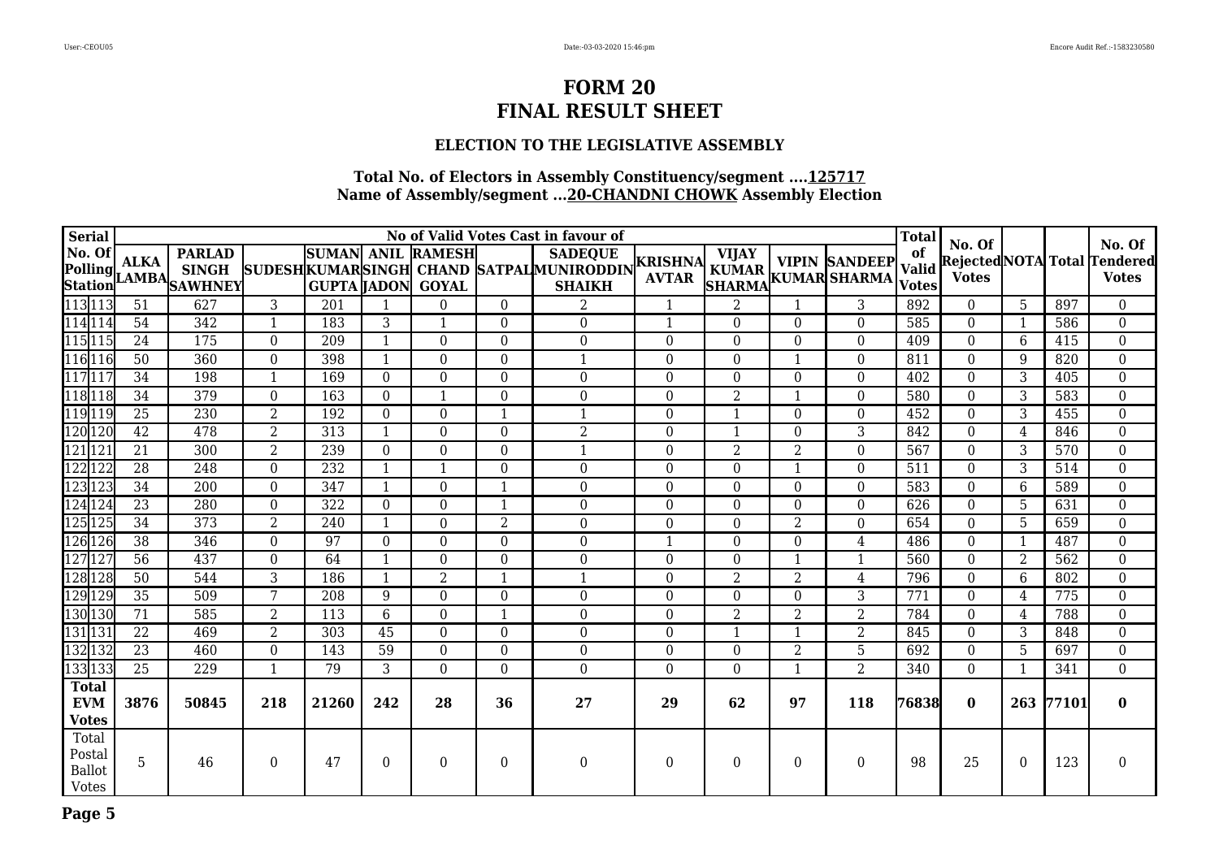# FORM 20
# FINAL RESULT SHEET

### ELECTION TO THE LEGISLATIVE ASSEMBLY

**Total No. of Electors in Assembly Constituency/segment ....125717**
**Name of Assembly/segment ...20-CHANDNI CHOWK Assembly Election**

| Serial No. Of Polling Station | | No of Valid Votes Cast in favour of | | | | | | | | | | | | Total of Valid Votes | No. Of Rejected Votes | NOTA | Total | No. Of Tendered Votes |
|---|---|---|---|---|---|---|---|---|---|---|---|---|---|---|---|---|---|---|
| | | ALKA LAMBA | PARLAD SINGH SAWHNEY | SUDESH | SUMAN KUMAR GUPTA | ANIL SINGH JADON | RAMESH CHAND GOYAL | SATPAL | SADEQUE MUNIRODDIN SHAIKH | KRISHNA AVTAR | VIJAY KUMAR SHARMA | VIPIN KUMAR | SANDEEP SHARMA | | | | | |
| 113 | 113 | 51 | 627 | 3 | 201 | 1 | 0 | 0 | 2 | 1 | 2 | 1 | 3 | 892 | 0 | 5 | 897 | 0 |
| 114 | 114 | 54 | 342 | 1 | 183 | 3 | 1 | 0 | 0 | 1 | 0 | 0 | 0 | 585 | 0 | 1 | 586 | 0 |
| 115 | 115 | 24 | 175 | 0 | 209 | 1 | 0 | 0 | 0 | 0 | 0 | 0 | 0 | 409 | 0 | 6 | 415 | 0 |
| 116 | 116 | 50 | 360 | 0 | 398 | 1 | 0 | 0 | 1 | 0 | 0 | 1 | 0 | 811 | 0 | 9 | 820 | 0 |
| 117 | 117 | 34 | 198 | 1 | 169 | 0 | 0 | 0 | 0 | 0 | 0 | 0 | 0 | 402 | 0 | 3 | 405 | 0 |
| 118 | 118 | 34 | 379 | 0 | 163 | 0 | 1 | 0 | 0 | 0 | 2 | 1 | 0 | 580 | 0 | 3 | 583 | 0 |
| 119 | 119 | 25 | 230 | 2 | 192 | 0 | 0 | 1 | 1 | 0 | 1 | 0 | 0 | 452 | 0 | 3 | 455 | 0 |
| 120 | 120 | 42 | 478 | 2 | 313 | 1 | 0 | 0 | 2 | 0 | 1 | 0 | 3 | 842 | 0 | 4 | 846 | 0 |
| 121 | 121 | 21 | 300 | 2 | 239 | 0 | 0 | 0 | 1 | 0 | 2 | 2 | 0 | 567 | 0 | 3 | 570 | 0 |
| 122 | 122 | 28 | 248 | 0 | 232 | 1 | 1 | 0 | 0 | 0 | 0 | 1 | 0 | 511 | 0 | 3 | 514 | 0 |
| 123 | 123 | 34 | 200 | 0 | 347 | 1 | 0 | 1 | 0 | 0 | 0 | 0 | 0 | 583 | 0 | 6 | 589 | 0 |
| 124 | 124 | 23 | 280 | 0 | 322 | 0 | 0 | 1 | 0 | 0 | 0 | 0 | 0 | 626 | 0 | 5 | 631 | 0 |
| 125 | 125 | 34 | 373 | 2 | 240 | 1 | 0 | 2 | 0 | 0 | 0 | 2 | 0 | 654 | 0 | 5 | 659 | 0 |
| 126 | 126 | 38 | 346 | 0 | 97 | 0 | 0 | 0 | 0 | 1 | 0 | 0 | 4 | 486 | 0 | 1 | 487 | 0 |
| 127 | 127 | 56 | 437 | 0 | 64 | 1 | 0 | 0 | 0 | 0 | 0 | 1 | 1 | 560 | 0 | 2 | 562 | 0 |
| 128 | 128 | 50 | 544 | 3 | 186 | 1 | 2 | 1 | 1 | 0 | 2 | 2 | 4 | 796 | 0 | 6 | 802 | 0 |
| 129 | 129 | 35 | 509 | 7 | 208 | 9 | 0 | 0 | 0 | 0 | 0 | 0 | 3 | 771 | 0 | 4 | 775 | 0 |
| 130 | 130 | 71 | 585 | 2 | 113 | 6 | 0 | 1 | 0 | 0 | 2 | 2 | 2 | 784 | 0 | 4 | 788 | 0 |
| 131 | 131 | 22 | 469 | 2 | 303 | 45 | 0 | 0 | 0 | 0 | 1 | 1 | 2 | 845 | 0 | 3 | 848 | 0 |
| 132 | 132 | 23 | 460 | 0 | 143 | 59 | 0 | 0 | 0 | 0 | 0 | 2 | 5 | 692 | 0 | 5 | 697 | 0 |
| 133 | 133 | 25 | 229 | 1 | 79 | 3 | 0 | 0 | 0 | 0 | 0 | 1 | 2 | 340 | 0 | 1 | 341 | 0 |
| **Total EVM Votes** | | **3876** | **50845** | **218** | **21260** | **242** | **28** | **36** | **27** | **29** | **62** | **97** | **118** | **76838** | **0** | **263** | **77101** | **0** |
| Total Postal Ballot Votes | | 5 | 46 | 0 | 47 | 0 | 0 | 0 | 0 | 0 | 0 | 0 | 0 | 98 | 25 | 0 | 123 | 0 |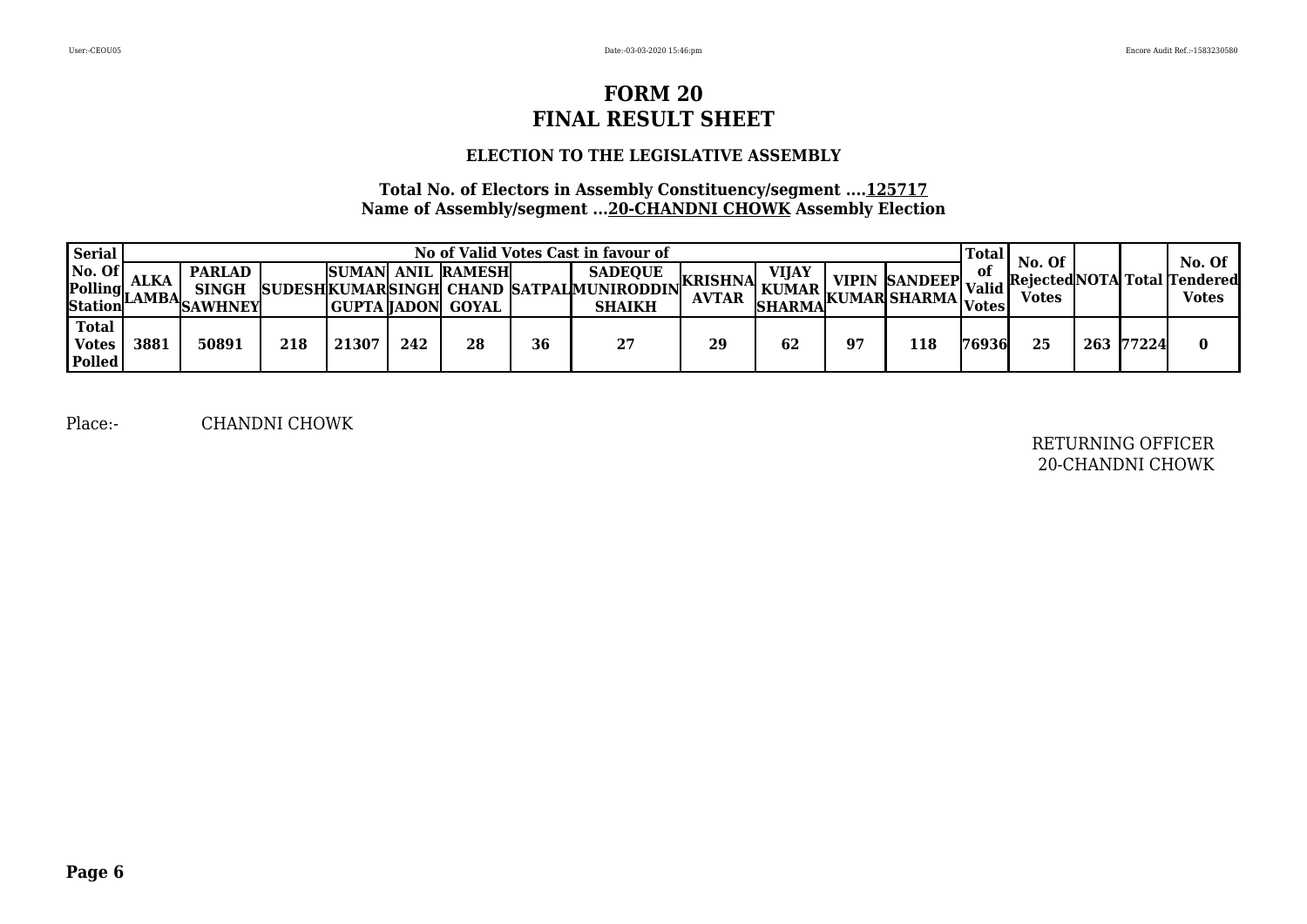# FORM 20
# FINAL RESULT SHEET

### ELECTION TO THE LEGISLATIVE ASSEMBLY

**Total No. of Electors in Assembly Constituency/segment ....125717**
**Name of Assembly/segment ...20-CHANDNI CHOWK Assembly Election**

| Serial No. Of Polling Station | No of Valid Votes Cast in favour of | | | | | | | | | | | | Total of Valid Votes | No. Of Rejected Votes | NOTA | Total | No. Of Tendered Votes |
|---|---|---|---|---|---|---|---|---|---|---|---|---|---|---|---|---|---|
| | ALKA LAMBA | PARLAD SINGH SAWHNEY | SUDESH | SUMAN KUMAR GUPTA | ANIL SINGH JADON | RAMESH CHAND GOYAL | SATPAL | SADEQUE MUNIRODDIN SHAIKH | KRISHNA AVTAR | VIJAY KUMAR SHARMA | VIPIN KUMAR | SANDEEP SHARMA | | | | | |
| **Total Votes Polled** | 3881 | 50891 | 218 | 21307 | 242 | 28 | 36 | 27 | 29 | 62 | 97 | 118 | 76936 | 25 | 263 | 77224 | 0 |

Place:- CHANDNI CHOWK

RETURNING OFFICER
20-CHANDNI CHOWK